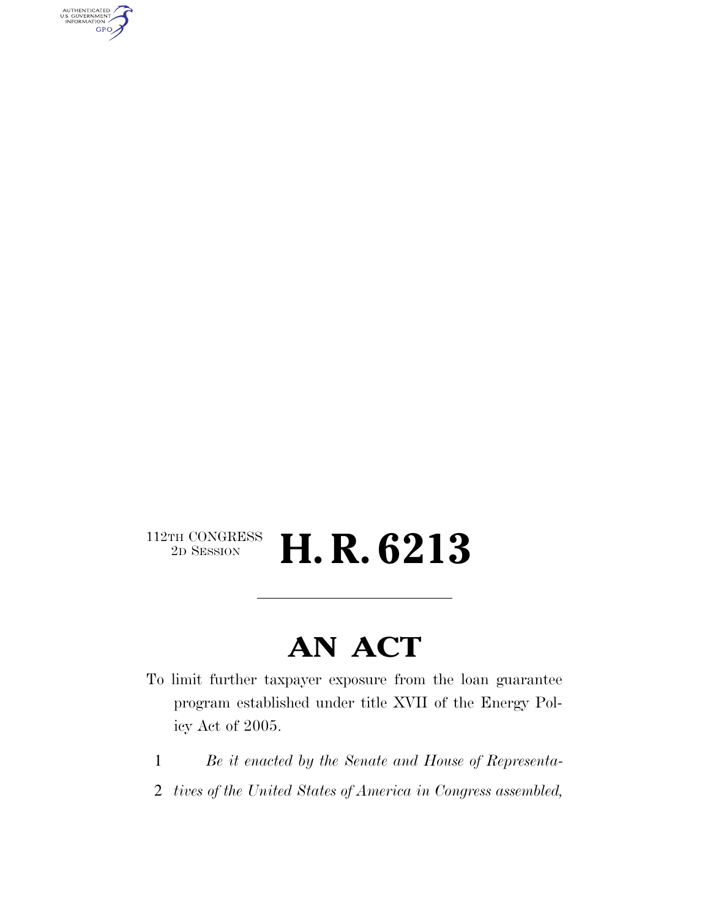112TH CONGRESS
2D SESSION

# H. R. 6213

---

# AN ACT

To limit further taxpayer exposure from the loan guarantee program established under title XVII of the Energy Policy Act of 2005.

1 *Be it enacted by the Senate and House of Representa-*
2 *tives of the United States of America in Congress assembled,*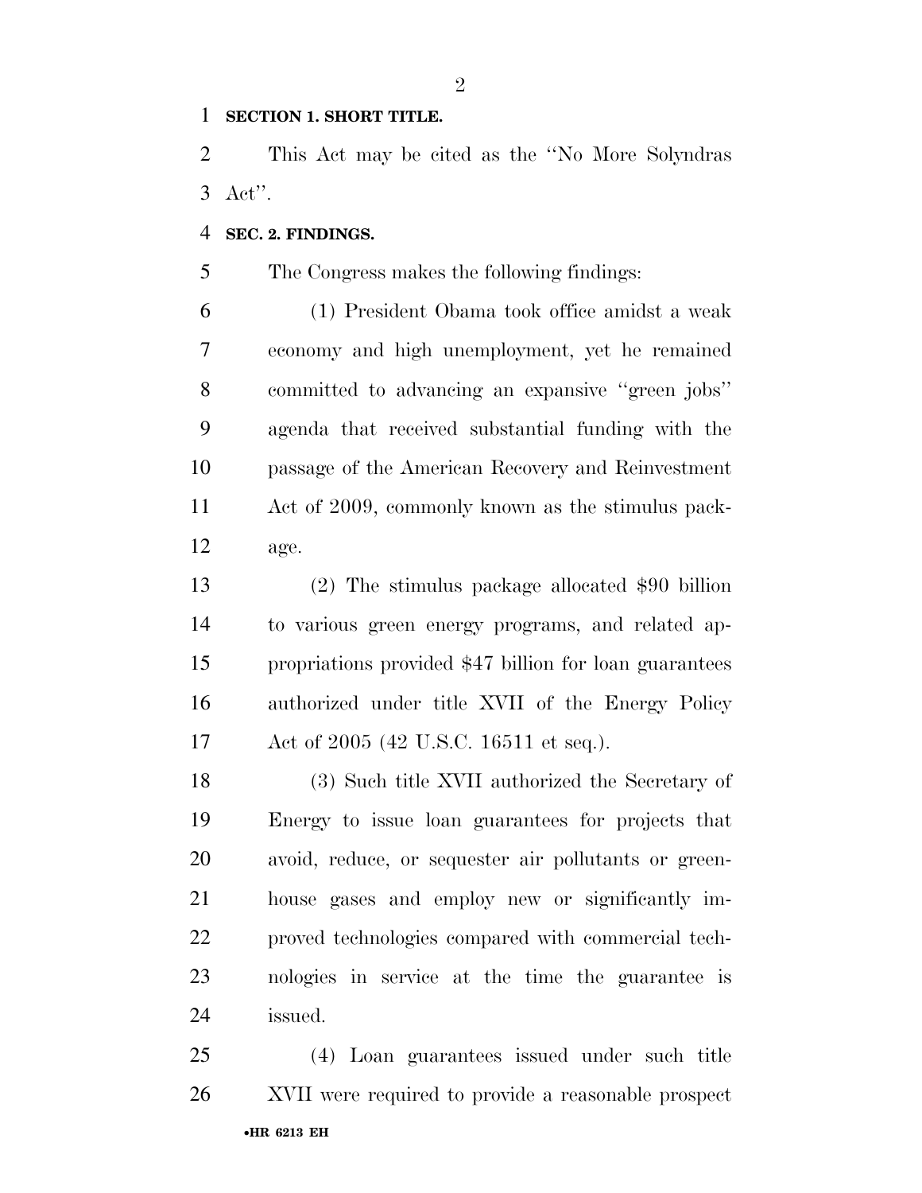**SECTION 1. SHORT TITLE.**

This Act may be cited as the ''No More Solyndras Act''.

**SEC. 2. FINDINGS.**

The Congress makes the following findings:

(1) President Obama took office amidst a weak economy and high unemployment, yet he remained committed to advancing an expansive ''green jobs'' agenda that received substantial funding with the passage of the American Recovery and Reinvestment Act of 2009, commonly known as the stimulus package.

(2) The stimulus package allocated $90 billion to various green energy programs, and related appropriations provided $47 billion for loan guarantees authorized under title XVII of the Energy Policy Act of 2005 (42 U.S.C. 16511 et seq.).

(3) Such title XVII authorized the Secretary of Energy to issue loan guarantees for projects that avoid, reduce, or sequester air pollutants or greenhouse gases and employ new or significantly improved technologies compared with commercial technologies in service at the time the guarantee is issued.

(4) Loan guarantees issued under such title XVII were required to provide a reasonable prospect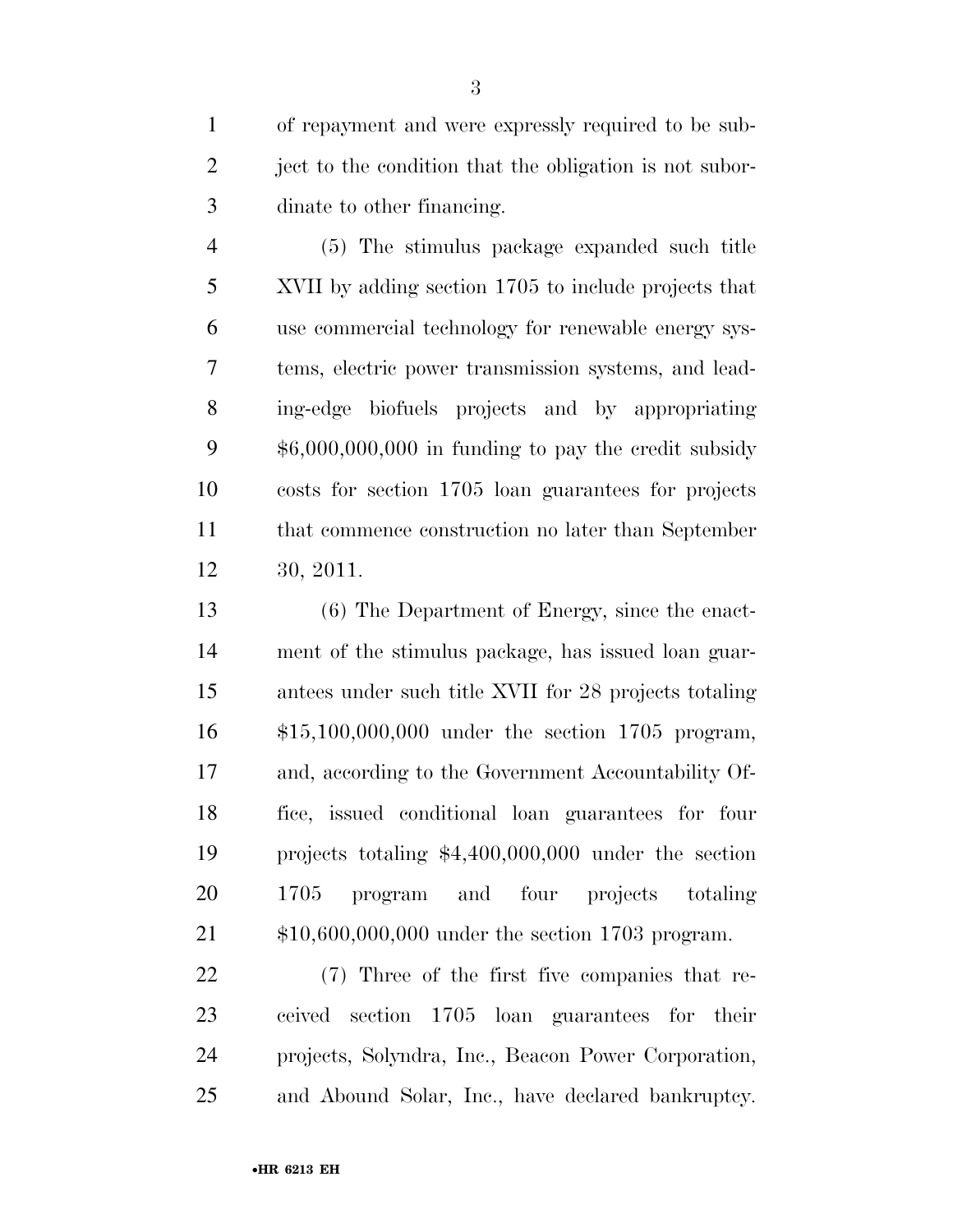of repayment and were expressly required to be subject to the condition that the obligation is not subordinate to other financing.

(5) The stimulus package expanded such title XVII by adding section 1705 to include projects that use commercial technology for renewable energy systems, electric power transmission systems, and leading-edge biofuels projects and by appropriating $6,000,000,000 in funding to pay the credit subsidy costs for section 1705 loan guarantees for projects that commence construction no later than September 30, 2011.

(6) The Department of Energy, since the enactment of the stimulus package, has issued loan guarantees under such title XVII for 28 projects totaling $15,100,000,000 under the section 1705 program, and, according to the Government Accountability Office, issued conditional loan guarantees for four projects totaling $4,400,000,000 under the section 1705 program and four projects totaling $10,600,000,000 under the section 1703 program.

(7) Three of the first five companies that received section 1705 loan guarantees for their projects, Solyndra, Inc., Beacon Power Corporation, and Abound Solar, Inc., have declared bankruptcy.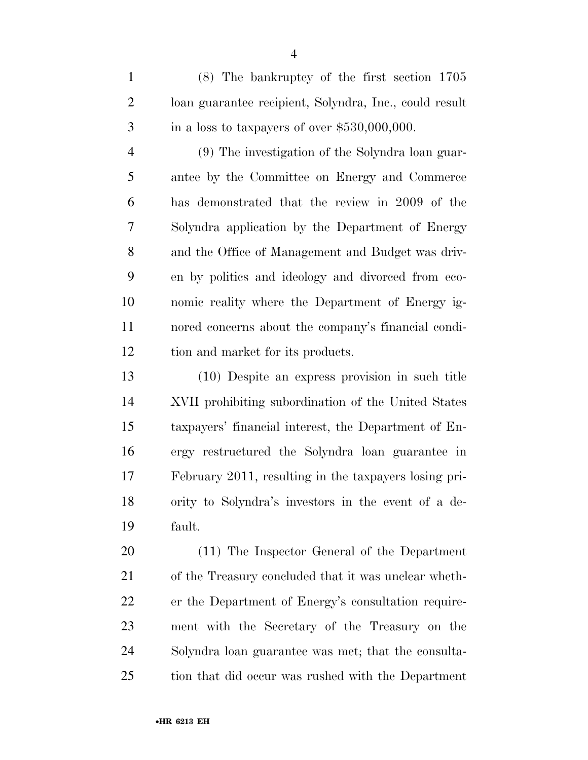(8) The bankruptcy of the first section 1705 loan guarantee recipient, Solyndra, Inc., could result in a loss to taxpayers of over $530,000,000.

(9) The investigation of the Solyndra loan guarantee by the Committee on Energy and Commerce has demonstrated that the review in 2009 of the Solyndra application by the Department of Energy and the Office of Management and Budget was driven by politics and ideology and divorced from economic reality where the Department of Energy ignored concerns about the company's financial condition and market for its products.

(10) Despite an express provision in such title XVII prohibiting subordination of the United States taxpayers' financial interest, the Department of Energy restructured the Solyndra loan guarantee in February 2011, resulting in the taxpayers losing priority to Solyndra's investors in the event of a default.

(11) The Inspector General of the Department of the Treasury concluded that it was unclear whether the Department of Energy's consultation requirement with the Secretary of the Treasury on the Solyndra loan guarantee was met; that the consultation that did occur was rushed with the Department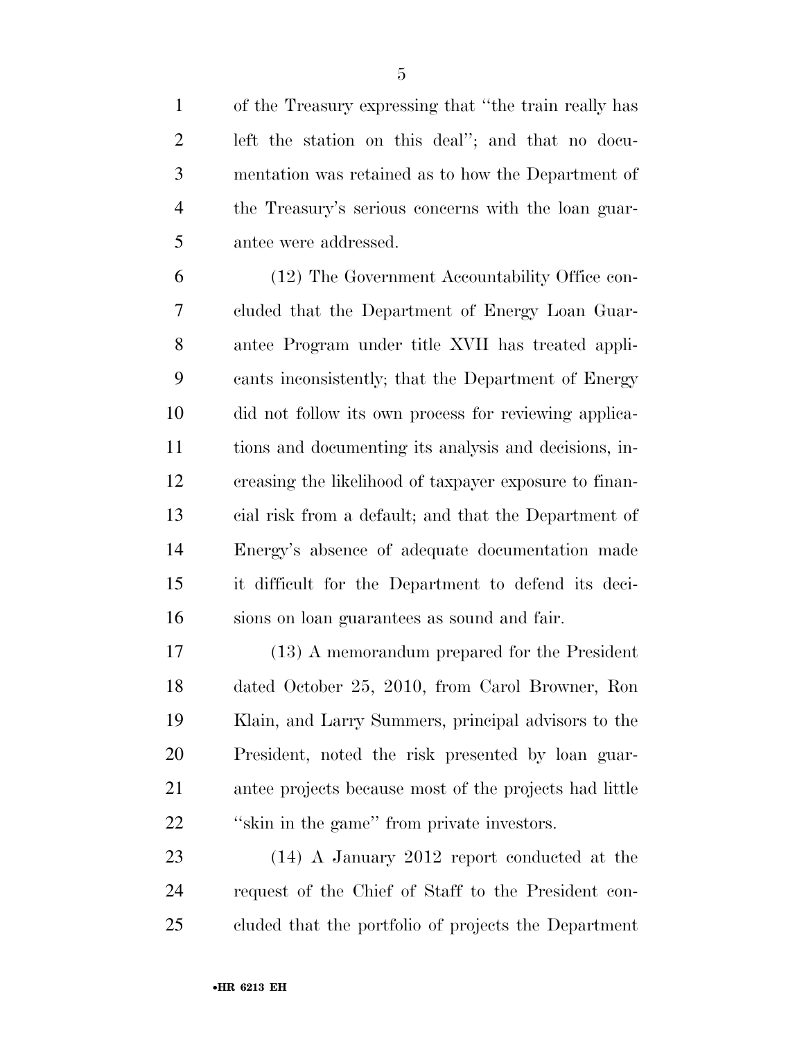of the Treasury expressing that "the train really has left the station on this deal"; and that no documentation was retained as to how the Department of the Treasury's serious concerns with the loan guarantee were addressed.

(12) The Government Accountability Office concluded that the Department of Energy Loan Guarantee Program under title XVII has treated applicants inconsistently; that the Department of Energy did not follow its own process for reviewing applications and documenting its analysis and decisions, increasing the likelihood of taxpayer exposure to financial risk from a default; and that the Department of Energy's absence of adequate documentation made it difficult for the Department to defend its decisions on loan guarantees as sound and fair.

(13) A memorandum prepared for the President dated October 25, 2010, from Carol Browner, Ron Klain, and Larry Summers, principal advisors to the President, noted the risk presented by loan guarantee projects because most of the projects had little "skin in the game" from private investors.

(14) A January 2012 report conducted at the request of the Chief of Staff to the President concluded that the portfolio of projects the Department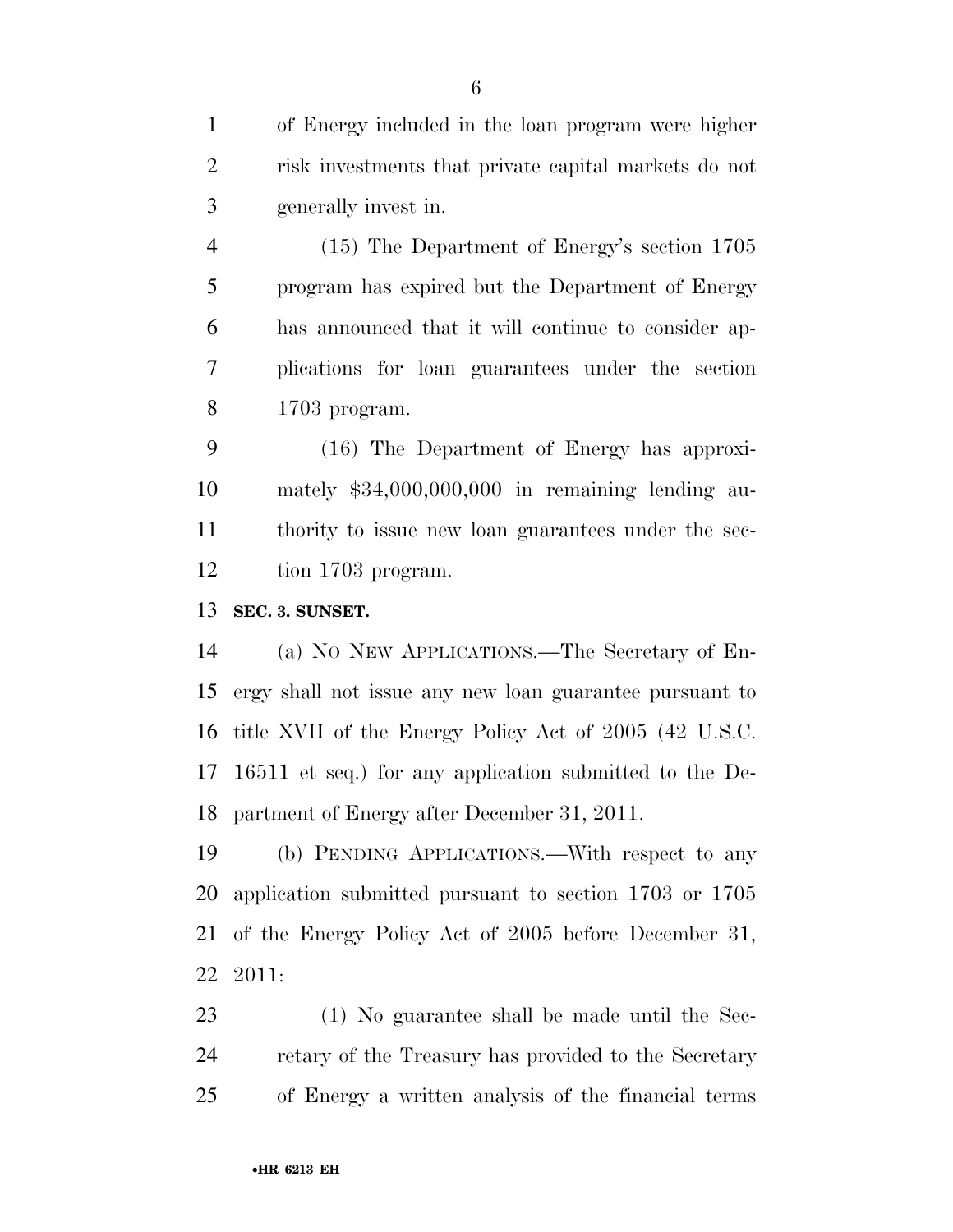of Energy included in the loan program were higher risk investments that private capital markets do not generally invest in.

(15) The Department of Energy's section 1705 program has expired but the Department of Energy has announced that it will continue to consider applications for loan guarantees under the section 1703 program.

(16) The Department of Energy has approximately $34,000,000,000 in remaining lending authority to issue new loan guarantees under the section 1703 program.

**SEC. 3. SUNSET.**

(a) NO NEW APPLICATIONS.—The Secretary of Energy shall not issue any new loan guarantee pursuant to title XVII of the Energy Policy Act of 2005 (42 U.S.C. 16511 et seq.) for any application submitted to the Department of Energy after December 31, 2011.

(b) PENDING APPLICATIONS.—With respect to any application submitted pursuant to section 1703 or 1705 of the Energy Policy Act of 2005 before December 31, 2011:

(1) No guarantee shall be made until the Secretary of the Treasury has provided to the Secretary of Energy a written analysis of the financial terms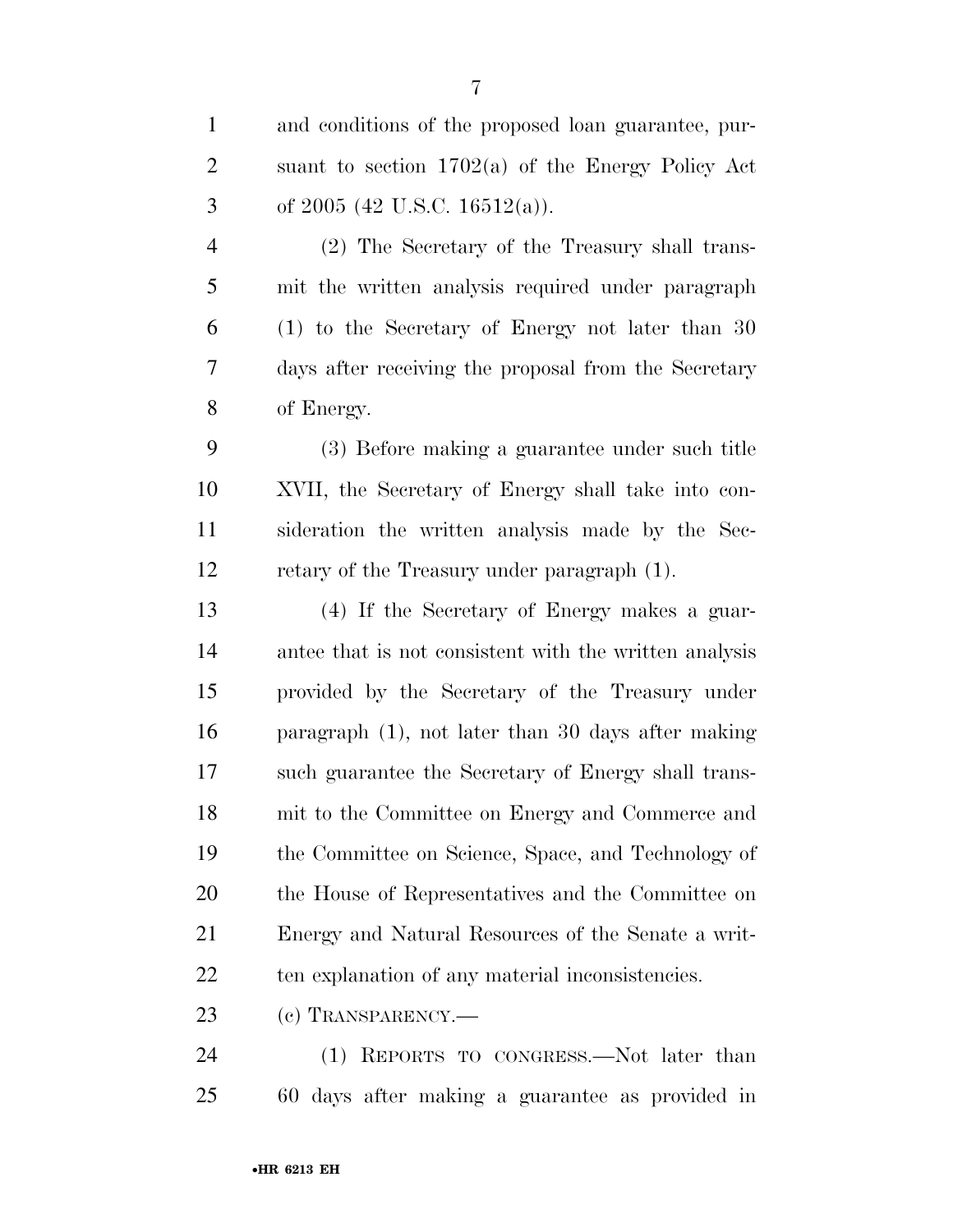and conditions of the proposed loan guarantee, pursuant to section 1702(a) of the Energy Policy Act of 2005 (42 U.S.C. 16512(a)).

(2) The Secretary of the Treasury shall transmit the written analysis required under paragraph (1) to the Secretary of Energy not later than 30 days after receiving the proposal from the Secretary of Energy.

(3) Before making a guarantee under such title XVII, the Secretary of Energy shall take into consideration the written analysis made by the Secretary of the Treasury under paragraph (1).

(4) If the Secretary of Energy makes a guarantee that is not consistent with the written analysis provided by the Secretary of the Treasury under paragraph (1), not later than 30 days after making such guarantee the Secretary of Energy shall transmit to the Committee on Energy and Commerce and the Committee on Science, Space, and Technology of the House of Representatives and the Committee on Energy and Natural Resources of the Senate a written explanation of any material inconsistencies.

(c) TRANSPARENCY.—

(1) REPORTS TO CONGRESS.—Not later than 60 days after making a guarantee as provided in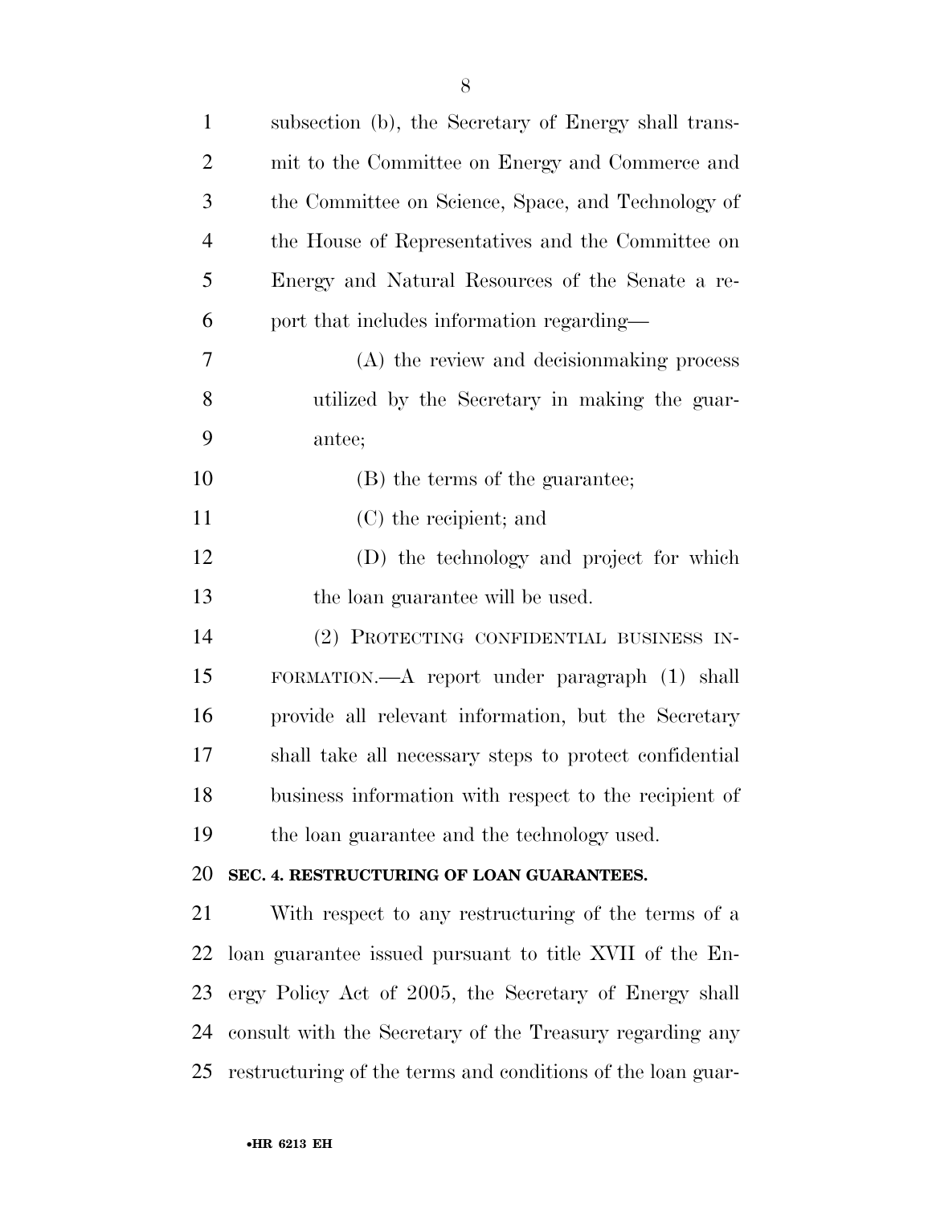subsection (b), the Secretary of Energy shall transmit to the Committee on Energy and Commerce and the Committee on Science, Space, and Technology of the House of Representatives and the Committee on Energy and Natural Resources of the Senate a report that includes information regarding—

(A) the review and decisionmaking process utilized by the Secretary in making the guarantee;

(B) the terms of the guarantee;

(C) the recipient; and

(D) the technology and project for which the loan guarantee will be used.

(2) PROTECTING CONFIDENTIAL BUSINESS INFORMATION.—A report under paragraph (1) shall provide all relevant information, but the Secretary shall take all necessary steps to protect confidential business information with respect to the recipient of the loan guarantee and the technology used.

**SEC. 4. RESTRUCTURING OF LOAN GUARANTEES.**

With respect to any restructuring of the terms of a loan guarantee issued pursuant to title XVII of the Energy Policy Act of 2005, the Secretary of Energy shall consult with the Secretary of the Treasury regarding any restructuring of the terms and conditions of the loan guar-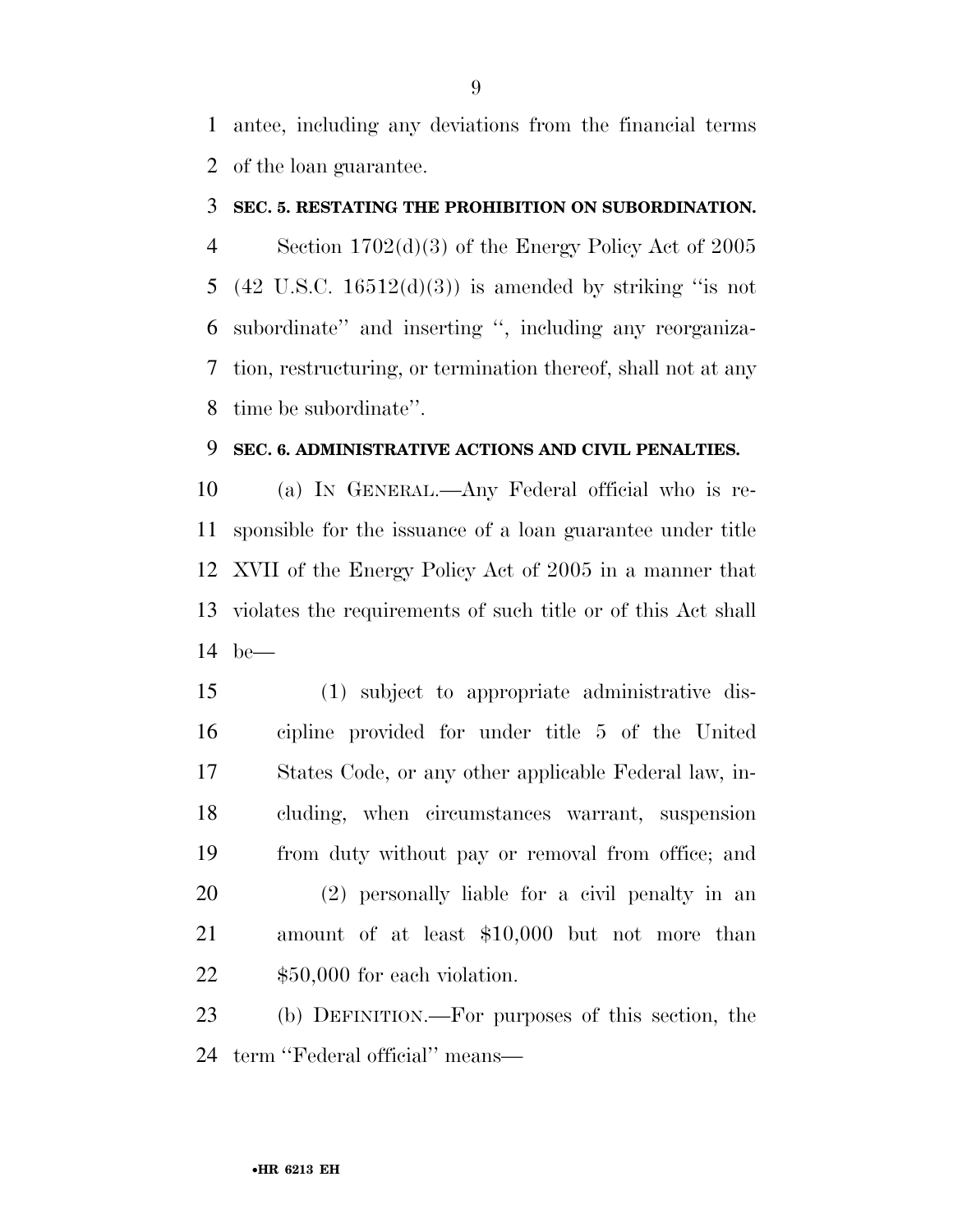antee, including any deviations from the financial terms of the loan guarantee.

**SEC. 5. RESTATING THE PROHIBITION ON SUBORDINATION.**

Section 1702(d)(3) of the Energy Policy Act of 2005 (42 U.S.C. 16512(d)(3)) is amended by striking ''is not subordinate'' and inserting '', including any reorganization, restructuring, or termination thereof, shall not at any time be subordinate''.

**SEC. 6. ADMINISTRATIVE ACTIONS AND CIVIL PENALTIES.**

(a) IN GENERAL.—Any Federal official who is responsible for the issuance of a loan guarantee under title XVII of the Energy Policy Act of 2005 in a manner that violates the requirements of such title or of this Act shall be—

(1) subject to appropriate administrative discipline provided for under title 5 of the United States Code, or any other applicable Federal law, including, when circumstances warrant, suspension from duty without pay or removal from office; and

(2) personally liable for a civil penalty in an amount of at least $10,000 but not more than $50,000 for each violation.

(b) DEFINITION.—For purposes of this section, the term ''Federal official'' means—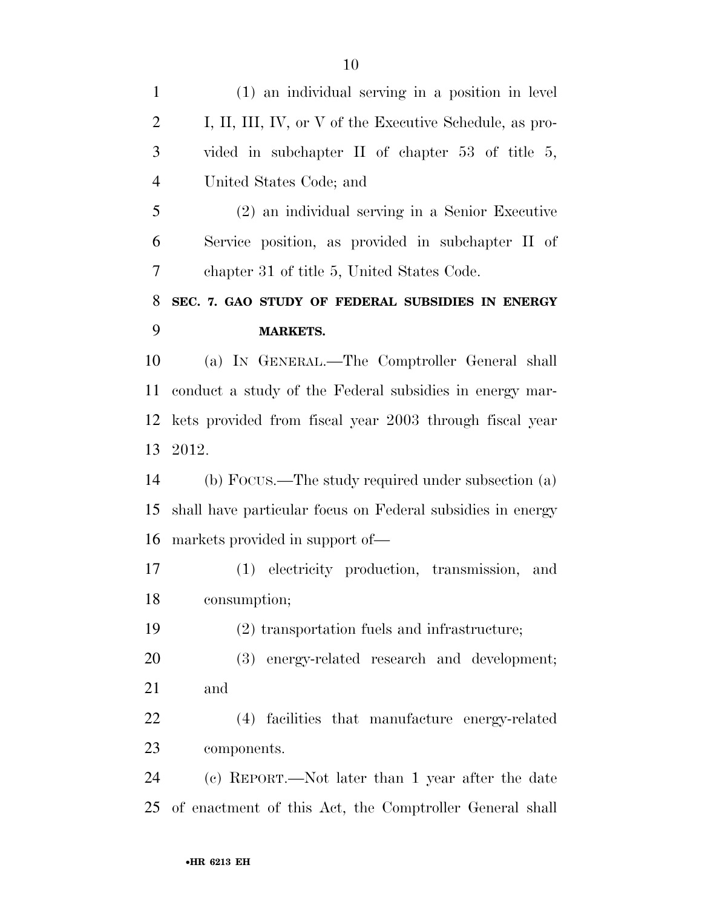(1) an individual serving in a position in level I, II, III, IV, or V of the Executive Schedule, as provided in subchapter II of chapter 53 of title 5, United States Code; and

(2) an individual serving in a Senior Executive Service position, as provided in subchapter II of chapter 31 of title 5, United States Code.

**SEC. 7. GAO STUDY OF FEDERAL SUBSIDIES IN ENERGY MARKETS.**

(a) IN GENERAL.—The Comptroller General shall conduct a study of the Federal subsidies in energy markets provided from fiscal year 2003 through fiscal year 2012.

(b) FOCUS.—The study required under subsection (a) shall have particular focus on Federal subsidies in energy markets provided in support of—

(1) electricity production, transmission, and consumption;

(2) transportation fuels and infrastructure;

(3) energy-related research and development; and

(4) facilities that manufacture energy-related components.

(c) REPORT.—Not later than 1 year after the date of enactment of this Act, the Comptroller General shall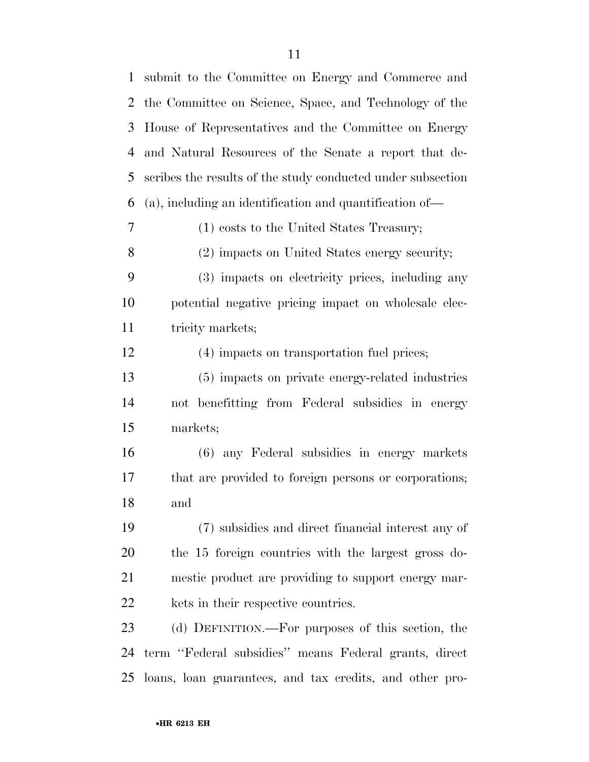submit to the Committee on Energy and Commerce and the Committee on Science, Space, and Technology of the House of Representatives and the Committee on Energy and Natural Resources of the Senate a report that describes the results of the study conducted under subsection (a), including an identification and quantification of—

(1) costs to the United States Treasury;

(2) impacts on United States energy security;

(3) impacts on electricity prices, including any potential negative pricing impact on wholesale electricity markets;

(4) impacts on transportation fuel prices;

(5) impacts on private energy-related industries not benefitting from Federal subsidies in energy markets;

(6) any Federal subsidies in energy markets that are provided to foreign persons or corporations; and

(7) subsidies and direct financial interest any of the 15 foreign countries with the largest gross domestic product are providing to support energy markets in their respective countries.

(d) DEFINITION.—For purposes of this section, the term ''Federal subsidies'' means Federal grants, direct loans, loan guarantees, and tax credits, and other pro-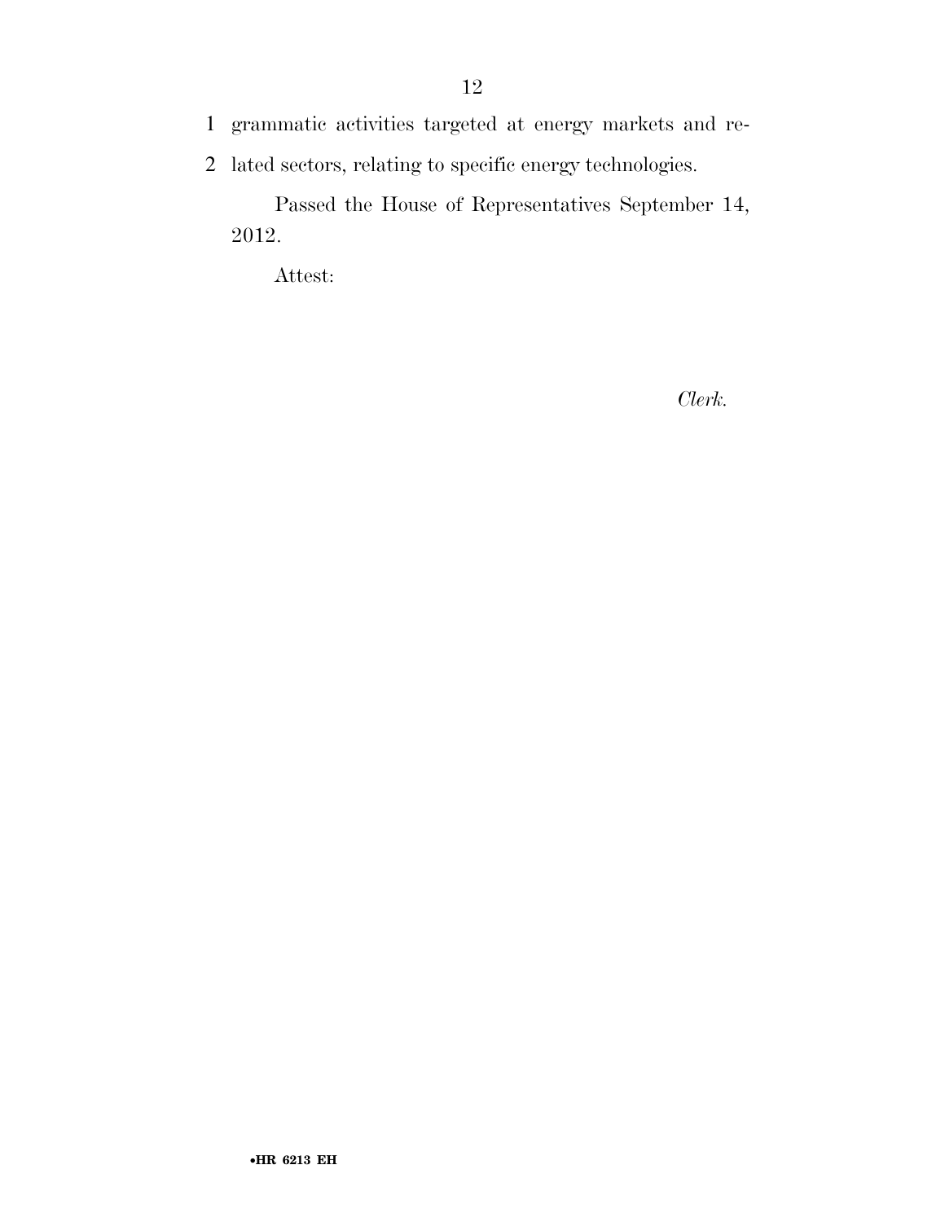grammatic activities targeted at energy markets and related sectors, relating to specific energy technologies.

Passed the House of Representatives September 14, 2012.

Attest:

*Clerk.*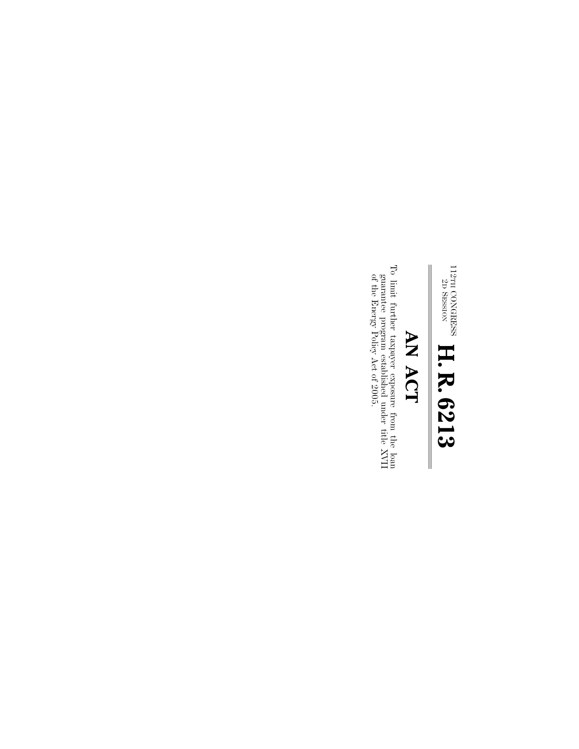112TH CONGRESS
2D SESSION

# H. R. 6213

## AN ACT

To limit further taxpayer exposure from the loan guarantee program established under title XVII of the Energy Policy Act of 2005.